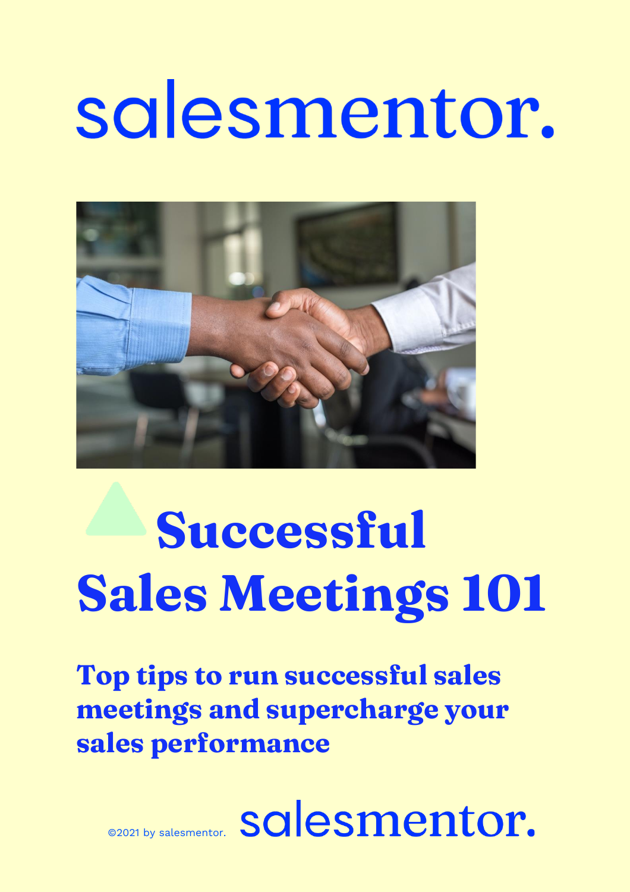salesmentor.

# Successful Sales Meetings 101

## Top tips to run successful sales meetings and supercharge your sales performance

©2021 by salesmentor. salesmentor.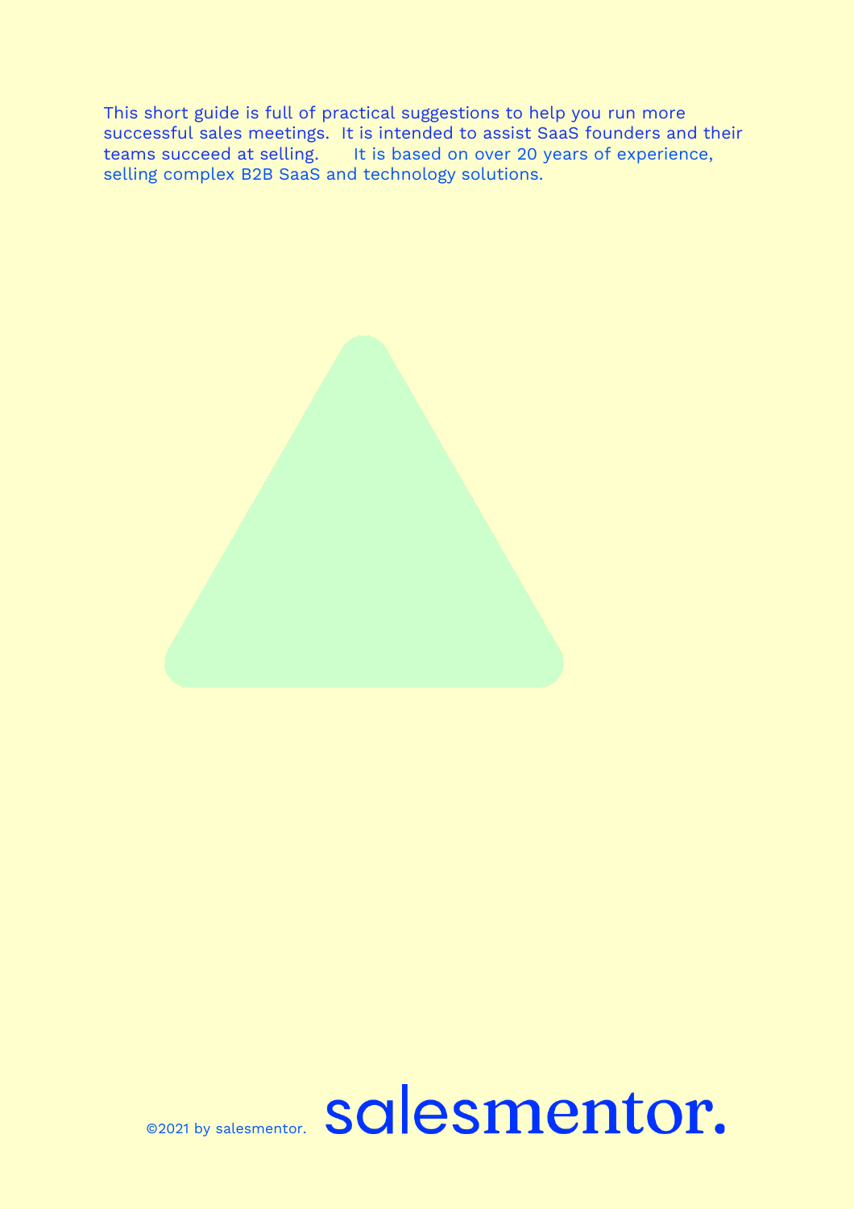This short guide is full of practical suggestions to help you run more successful sales meetings. It is intended to assist SaaS founders and their teams succeed at selling. It is based on over 20 years of experience, selling complex B2B SaaS and technology solutions.

©2021 by salesmentor.

salesmentor.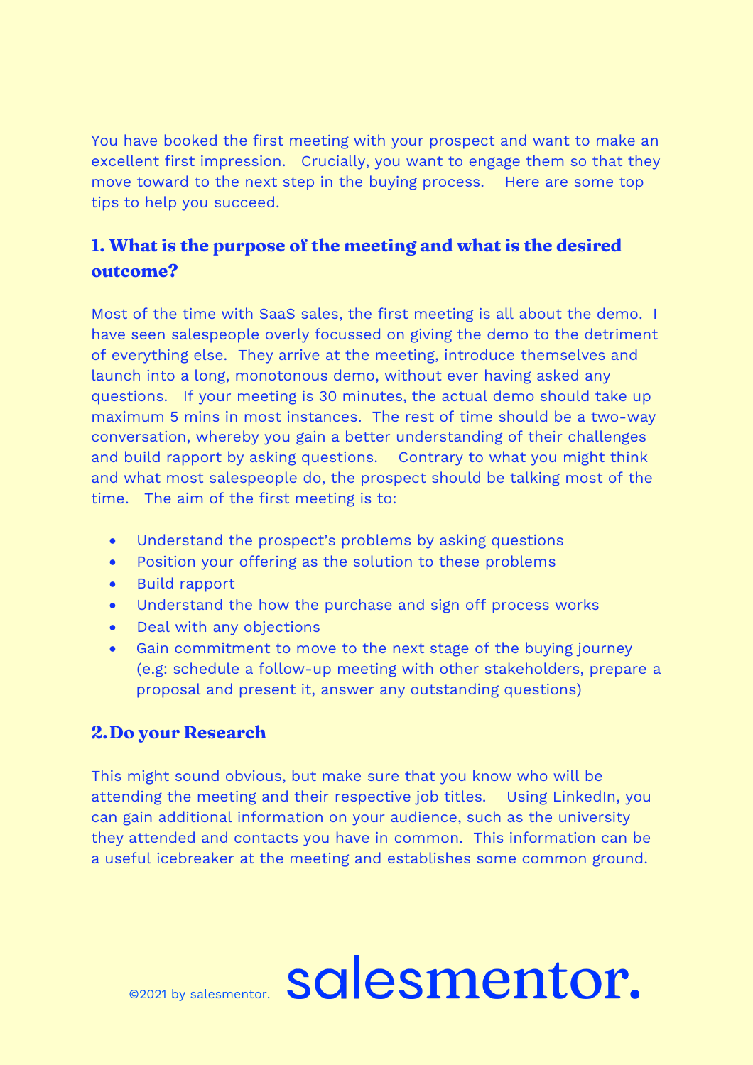You have booked the first meeting with your prospect and want to make an excellent first impression. Crucially, you want to engage them so that they move toward to the next step in the buying process. Here are some top tips to help you succeed.

## 1. What is the purpose of the meeting and what is the desired outcome?

Most of the time with SaaS sales, the first meeting is all about the demo. I have seen salespeople overly focussed on giving the demo to the detriment of everything else. They arrive at the meeting, introduce themselves and launch into a long, monotonous demo, without ever having asked any questions. If your meeting is 30 minutes, the actual demo should take up maximum 5 mins in most instances. The rest of time should be a two-way conversation, whereby you gain a better understanding of their challenges and build rapport by asking questions. Contrary to what you might think and what most salespeople do, the prospect should be talking most of the time. The aim of the first meeting is to:

- Understand the prospect's problems by asking questions
- Position your offering as the solution to these problems
- Build rapport
- Understand the how the purchase and sign off process works
- Deal with any objections
- Gain commitment to move to the next stage of the buying journey (e.g: schedule a follow-up meeting with other stakeholders, prepare a proposal and present it, answer any outstanding questions)

## 2. Do your Research

This might sound obvious, but make sure that you know who will be attending the meeting and their respective job titles. Using LinkedIn, you can gain additional information on your audience, such as the university they attended and contacts you have in common. This information can be a useful icebreaker at the meeting and establishes some common ground.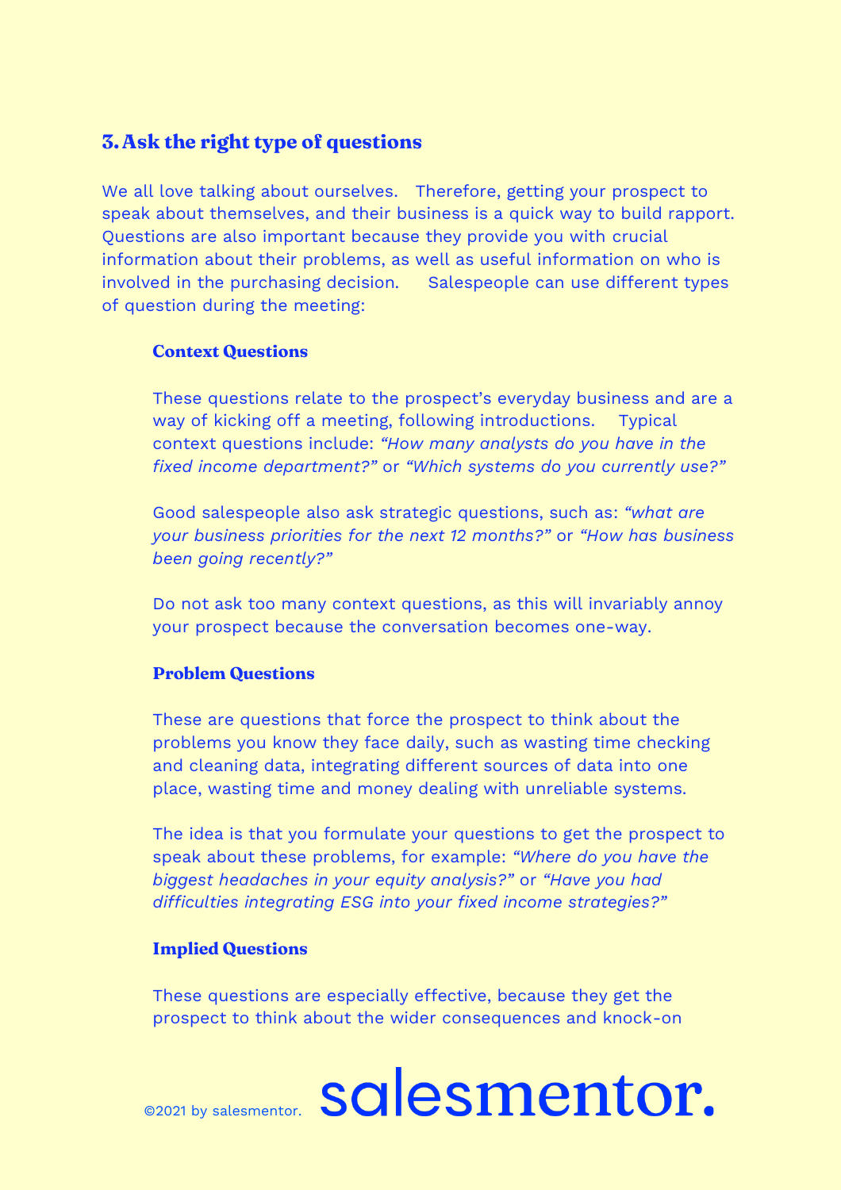## 3. Ask the right type of questions

We all love talking about ourselves. Therefore, getting your prospect to speak about themselves, and their business is a quick way to build rapport. Questions are also important because they provide you with crucial information about their problems, as well as useful information on who is involved in the purchasing decision. Salespeople can use different types of question during the meeting:

### Context Questions

These questions relate to the prospect's everyday business and are a way of kicking off a meeting, following introductions. Typical context questions include: *"How many analysts do you have in the fixed income department?"* or *"Which systems do you currently use?"*

Good salespeople also ask strategic questions, such as: *"what are your business priorities for the next 12 months?"* or *"How has business been going recently?"*

Do not ask too many context questions, as this will invariably annoy your prospect because the conversation becomes one-way.

### Problem Questions

These are questions that force the prospect to think about the problems you know they face daily, such as wasting time checking and cleaning data, integrating different sources of data into one place, wasting time and money dealing with unreliable systems.

The idea is that you formulate your questions to get the prospect to speak about these problems, for example: *"Where do you have the biggest headaches in your equity analysis?"* or *"Have you had difficulties integrating ESG into your fixed income strategies?"*

### Implied Questions

These questions are especially effective, because they get the prospect to think about the wider consequences and knock-on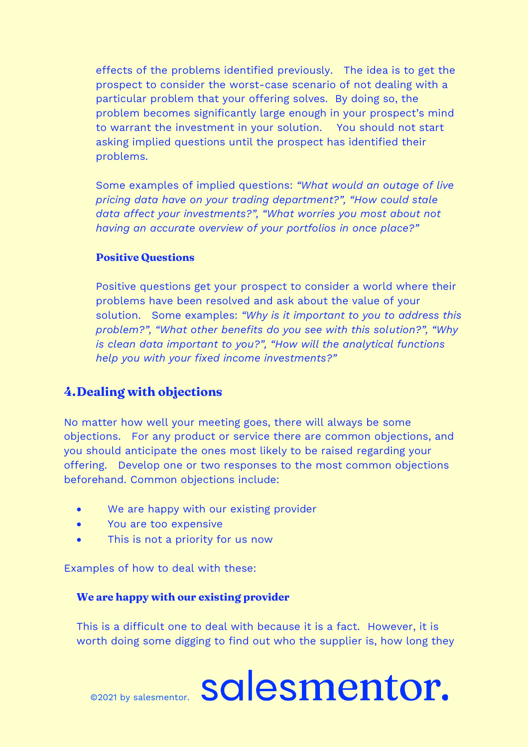effects of the problems identified previously. The idea is to get the prospect to consider the worst-case scenario of not dealing with a particular problem that your offering solves. By doing so, the problem becomes significantly large enough in your prospect's mind to warrant the investment in your solution. You should not start asking implied questions until the prospect has identified their problems.

Some examples of implied questions: *"What would an outage of live pricing data have on your trading department?", "How could stale data affect your investments?", "What worries you most about not having an accurate overview of your portfolios in once place?"*

**Positive Questions**

Positive questions get your prospect to consider a world where their problems have been resolved and ask about the value of your solution. Some examples: *"Why is it important to you to address this problem?", "What other benefits do you see with this solution?", "Why is clean data important to you?", "How will the analytical functions help you with your fixed income investments?"*

## 4. Dealing with objections

No matter how well your meeting goes, there will always be some objections. For any product or service there are common objections, and you should anticipate the ones most likely to be raised regarding your offering. Develop one or two responses to the most common objections beforehand. Common objections include:

- We are happy with our existing provider
- You are too expensive
- This is not a priority for us now

Examples of how to deal with these:

**We are happy with our existing provider**

This is a difficult one to deal with because it is a fact. However, it is worth doing some digging to find out who the supplier is, how long they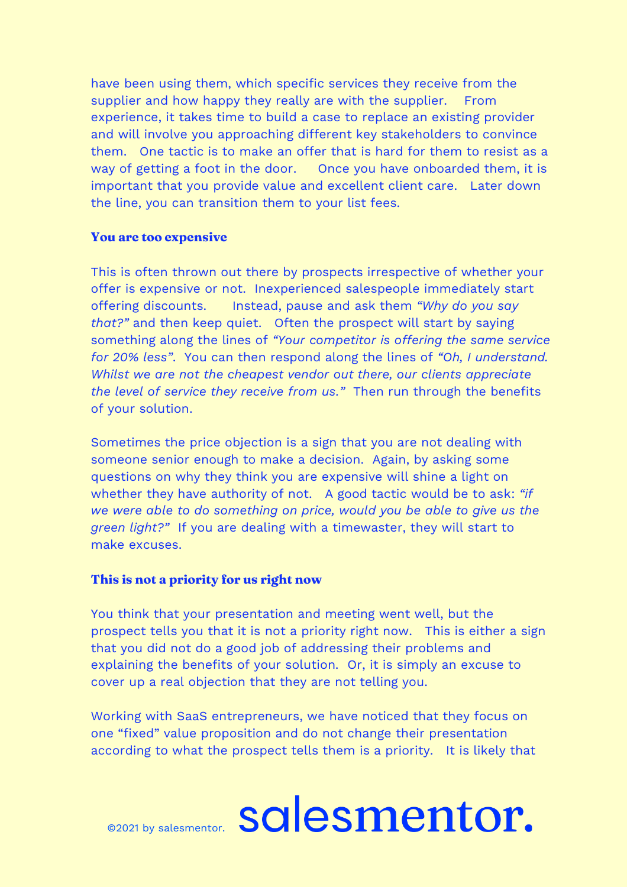have been using them, which specific services they receive from the supplier and how happy they really are with the supplier. From experience, it takes time to build a case to replace an existing provider and will involve you approaching different key stakeholders to convince them. One tactic is to make an offer that is hard for them to resist as a way of getting a foot in the door. Once you have onboarded them, it is important that you provide value and excellent client care. Later down the line, you can transition them to your list fees.

### You are too expensive

This is often thrown out there by prospects irrespective of whether your offer is expensive or not. Inexperienced salespeople immediately start offering discounts. Instead, pause and ask them *"Why do you say that?"* and then keep quiet. Often the prospect will start by saying something along the lines of *"Your competitor is offering the same service for 20% less"*. You can then respond along the lines of *"Oh, I understand. Whilst we are not the cheapest vendor out there, our clients appreciate the level of service they receive from us."* Then run through the benefits of your solution.

Sometimes the price objection is a sign that you are not dealing with someone senior enough to make a decision. Again, by asking some questions on why they think you are expensive will shine a light on whether they have authority of not. A good tactic would be to ask: *"if we were able to do something on price, would you be able to give us the green light?"* If you are dealing with a timewaster, they will start to make excuses.

### This is not a priority for us right now

You think that your presentation and meeting went well, but the prospect tells you that it is not a priority right now. This is either a sign that you did not do a good job of addressing their problems and explaining the benefits of your solution. Or, it is simply an excuse to cover up a real objection that they are not telling you.

Working with SaaS entrepreneurs, we have noticed that they focus on one "fixed" value proposition and do not change their presentation according to what the prospect tells them is a priority. It is likely that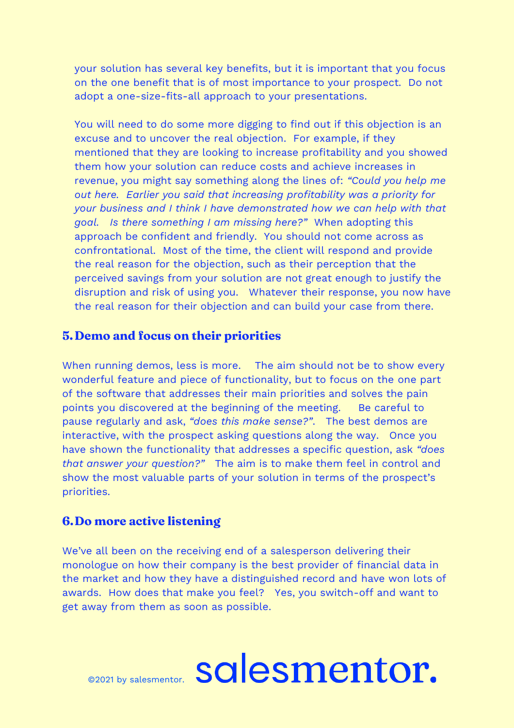your solution has several key benefits, but it is important that you focus on the one benefit that is of most importance to your prospect. Do not adopt a one-size-fits-all approach to your presentations.

You will need to do some more digging to find out if this objection is an excuse and to uncover the real objection. For example, if they mentioned that they are looking to increase profitability and you showed them how your solution can reduce costs and achieve increases in revenue, you might say something along the lines of: *"Could you help me out here. Earlier you said that increasing profitability was a priority for your business and I think I have demonstrated how we can help with that goal. Is there something I am missing here?"* When adopting this approach be confident and friendly. You should not come across as confrontational. Most of the time, the client will respond and provide the real reason for the objection, such as their perception that the perceived savings from your solution are not great enough to justify the disruption and risk of using you. Whatever their response, you now have the real reason for their objection and can build your case from there.

## 5. Demo and focus on their priorities

When running demos, less is more. The aim should not be to show every wonderful feature and piece of functionality, but to focus on the one part of the software that addresses their main priorities and solves the pain points you discovered at the beginning of the meeting. Be careful to pause regularly and ask, *"does this make sense?"*. The best demos are interactive, with the prospect asking questions along the way. Once you have shown the functionality that addresses a specific question, ask *"does that answer your question?"* The aim is to make them feel in control and show the most valuable parts of your solution in terms of the prospect's priorities.

## 6. Do more active listening

We've all been on the receiving end of a salesperson delivering their monologue on how their company is the best provider of financial data in the market and how they have a distinguished record and have won lots of awards. How does that make you feel? Yes, you switch-off and want to get away from them as soon as possible.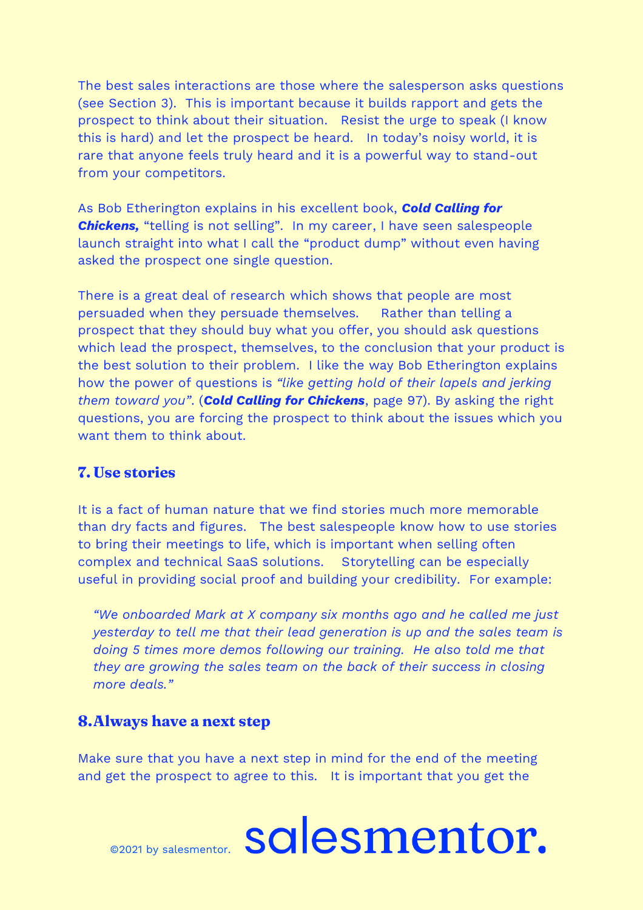The best sales interactions are those where the salesperson asks questions (see Section 3). This is important because it builds rapport and gets the prospect to think about their situation. Resist the urge to speak (I know this is hard) and let the prospect be heard. In today's noisy world, it is rare that anyone feels truly heard and it is a powerful way to stand-out from your competitors.

As Bob Etherington explains in his excellent book, ***Cold Calling for Chickens,*** "telling is not selling". In my career, I have seen salespeople launch straight into what I call the "product dump" without even having asked the prospect one single question.

There is a great deal of research which shows that people are most persuaded when they persuade themselves. Rather than telling a prospect that they should buy what you offer, you should ask questions which lead the prospect, themselves, to the conclusion that your product is the best solution to their problem. I like the way Bob Etherington explains how the power of questions is *"like getting hold of their lapels and jerking them toward you"*. (***Cold Calling for Chickens***, page 97). By asking the right questions, you are forcing the prospect to think about the issues which you want them to think about.

## 7. Use stories

It is a fact of human nature that we find stories much more memorable than dry facts and figures. The best salespeople know how to use stories to bring their meetings to life, which is important when selling often complex and technical SaaS solutions. Storytelling can be especially useful in providing social proof and building your credibility. For example:

> *"We onboarded Mark at X company six months ago and he called me just yesterday to tell me that their lead generation is up and the sales team is doing 5 times more demos following our training. He also told me that they are growing the sales team on the back of their success in closing more deals."*

## 8. Always have a next step

Make sure that you have a next step in mind for the end of the meeting and get the prospect to agree to this. It is important that you get the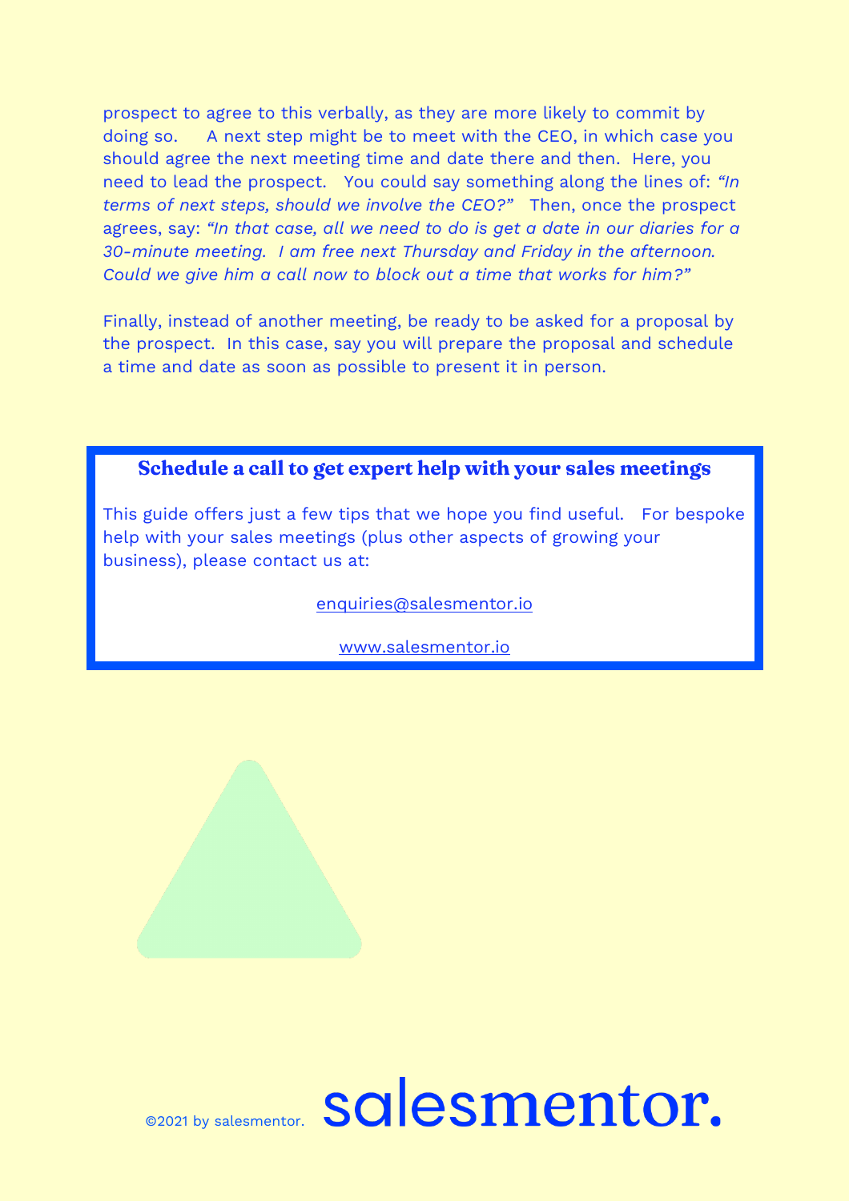prospect to agree to this verbally, as they are more likely to commit by doing so. A next step might be to meet with the CEO, in which case you should agree the next meeting time and date there and then. Here, you need to lead the prospect. You could say something along the lines of: *"In terms of next steps, should we involve the CEO?"* Then, once the prospect agrees, say: *"In that case, all we need to do is get a date in our diaries for a 30-minute meeting. I am free next Thursday and Friday in the afternoon. Could we give him a call now to block out a time that works for him?"*

Finally, instead of another meeting, be ready to be asked for a proposal by the prospect. In this case, say you will prepare the proposal and schedule a time and date as soon as possible to present it in person.

## Schedule a call to get expert help with your sales meetings

This guide offers just a few tips that we hope you find useful. For bespoke help with your sales meetings (plus other aspects of growing your business), please contact us at:

enquiries@salesmentor.io

www.salesmentor.io

©2021 by salesmentor. **salesmentor.**